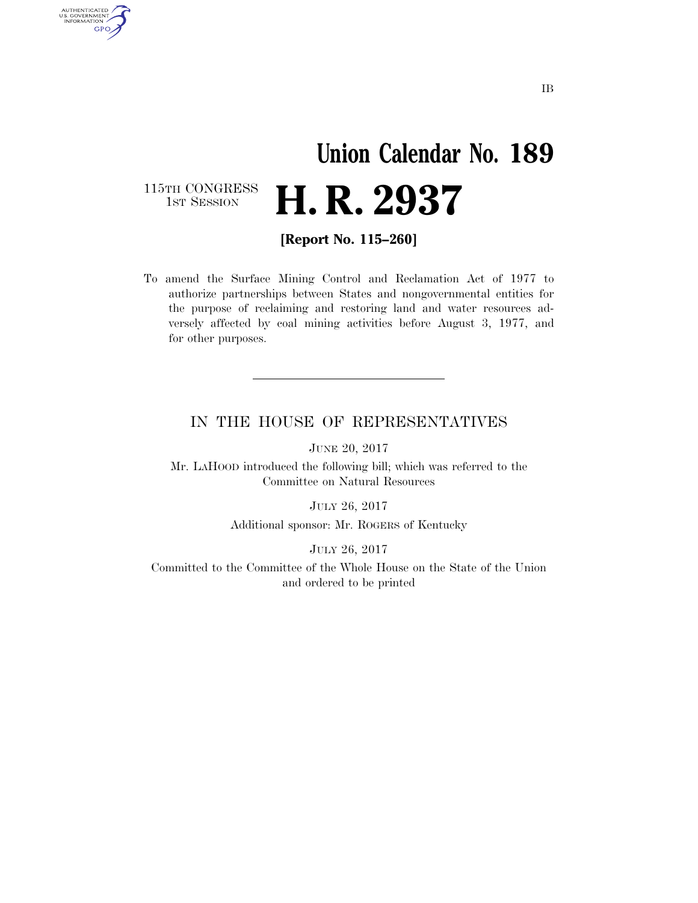IB

# Union Calendar No. 189

115TH CONGRESS
1ST SESSION

# H. R. 2937

**[Report No. 115–260]**

To amend the Surface Mining Control and Reclamation Act of 1977 to authorize partnerships between States and nongovernmental entities for the purpose of reclaiming and restoring land and water resources adversely affected by coal mining activities before August 3, 1977, and for other purposes.

---

## IN THE HOUSE OF REPRESENTATIVES

JUNE 20, 2017

Mr. LAHOOD introduced the following bill; which was referred to the Committee on Natural Resources

JULY 26, 2017

Additional sponsor: Mr. ROGERS of Kentucky

JULY 26, 2017

Committed to the Committee of the Whole House on the State of the Union and ordered to be printed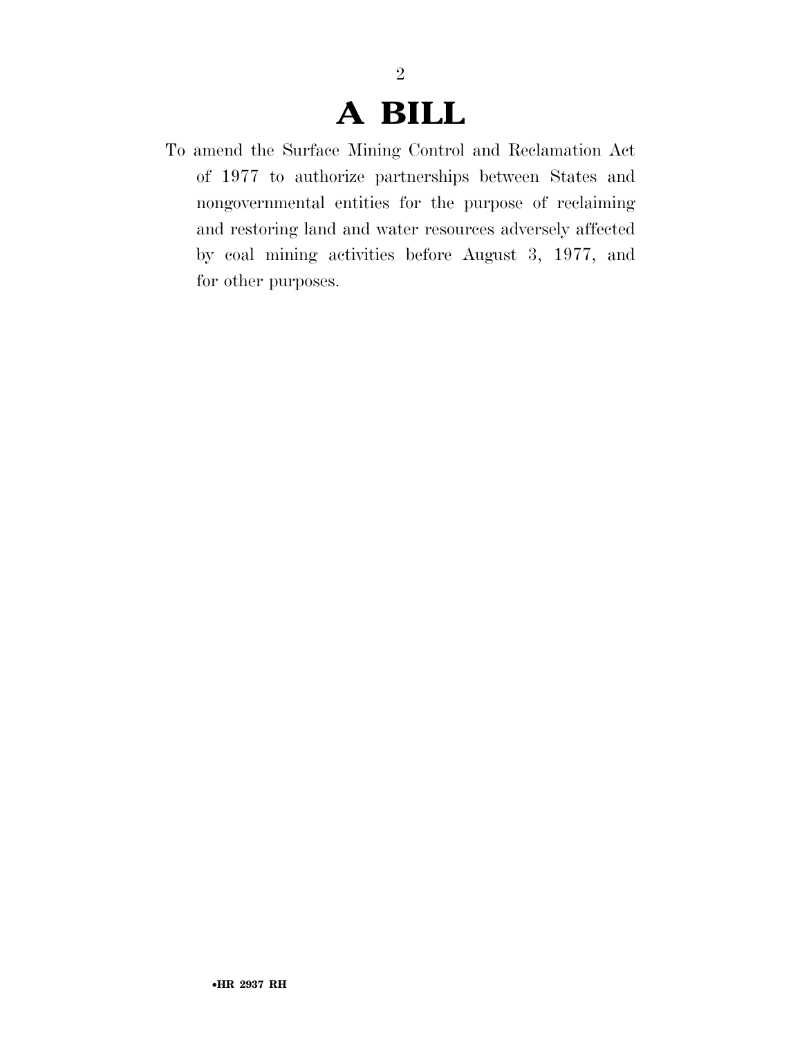# A BILL

To amend the Surface Mining Control and Reclamation Act of 1977 to authorize partnerships between States and nongovernmental entities for the purpose of reclaiming and restoring land and water resources adversely affected by coal mining activities before August 3, 1977, and for other purposes.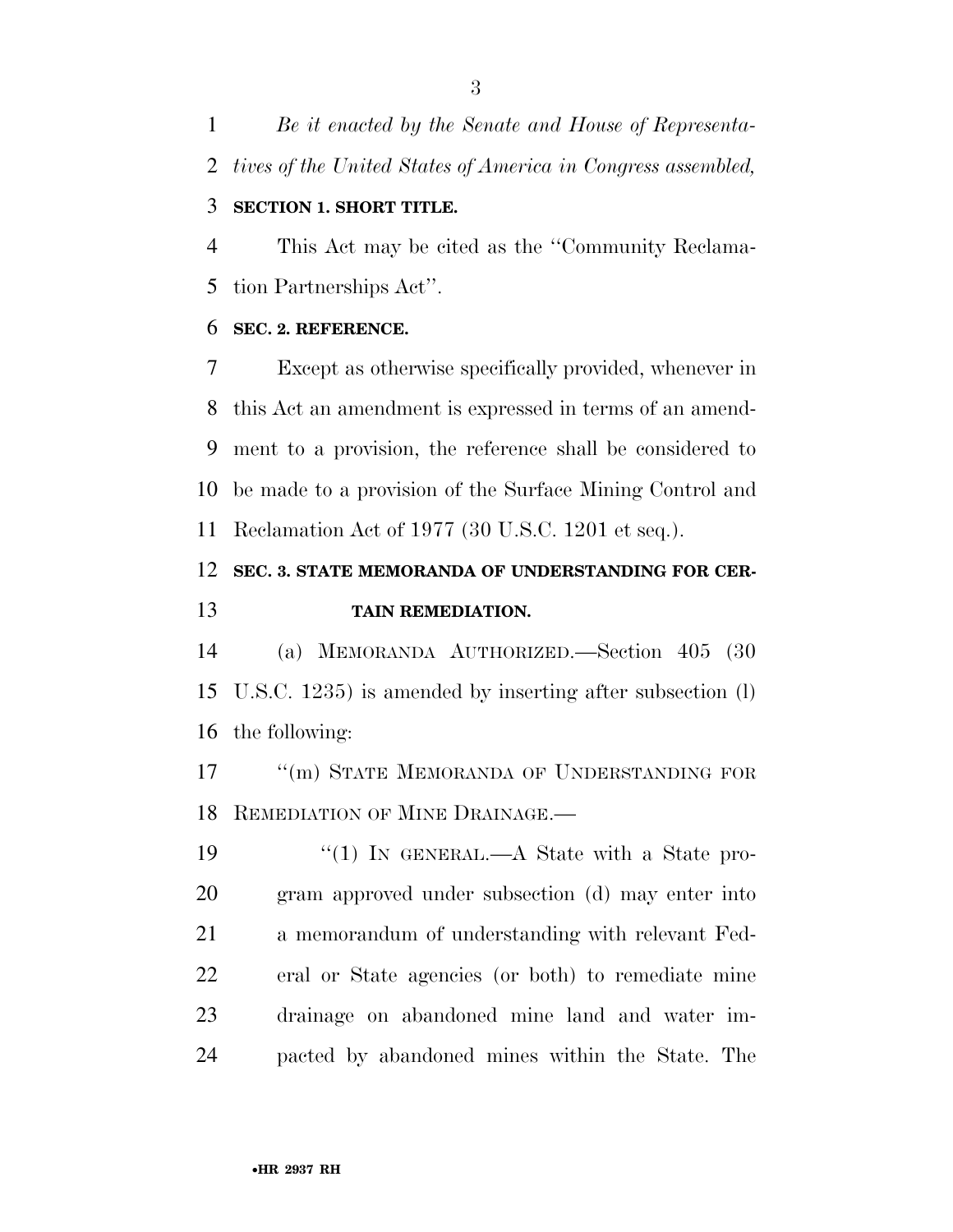*Be it enacted by the Senate and House of Representatives of the United States of America in Congress assembled,*

**SECTION 1. SHORT TITLE.**

This Act may be cited as the ''Community Reclamation Partnerships Act''.

**SEC. 2. REFERENCE.**

Except as otherwise specifically provided, whenever in this Act an amendment is expressed in terms of an amendment to a provision, the reference shall be considered to be made to a provision of the Surface Mining Control and Reclamation Act of 1977 (30 U.S.C. 1201 et seq.).

**SEC. 3. STATE MEMORANDA OF UNDERSTANDING FOR CERTAIN REMEDIATION.**

(a) MEMORANDA AUTHORIZED.—Section 405 (30 U.S.C. 1235) is amended by inserting after subsection (l) the following:

''(m) STATE MEMORANDA OF UNDERSTANDING FOR REMEDIATION OF MINE DRAINAGE.—

''(1) IN GENERAL.—A State with a State program approved under subsection (d) may enter into a memorandum of understanding with relevant Federal or State agencies (or both) to remediate mine drainage on abandoned mine land and water impacted by abandoned mines within the State. The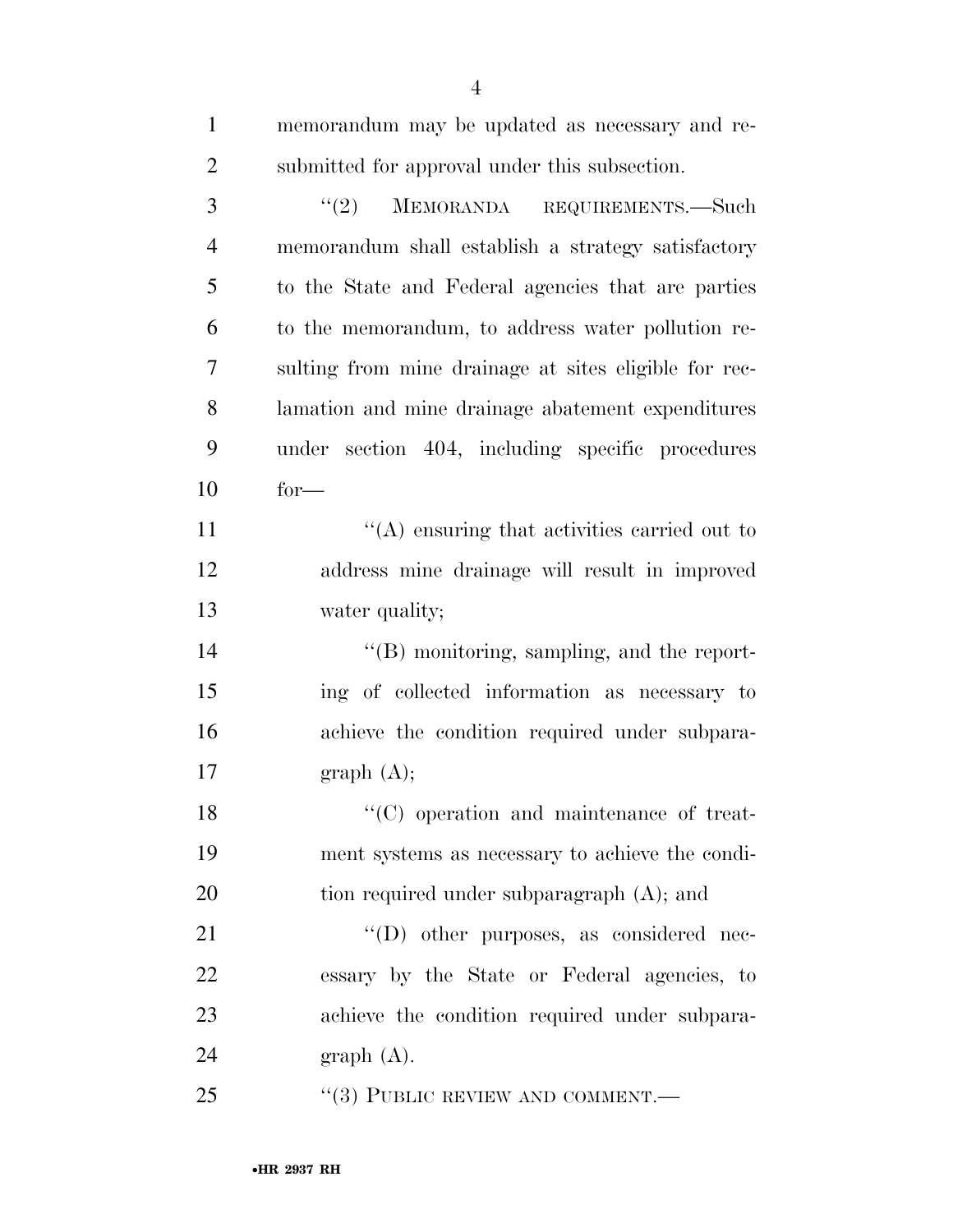memorandum may be updated as necessary and resubmitted for approval under this subsection.

"(2) MEMORANDA REQUIREMENTS.—Such memorandum shall establish a strategy satisfactory to the State and Federal agencies that are parties to the memorandum, to address water pollution resulting from mine drainage at sites eligible for reclamation and mine drainage abatement expenditures under section 404, including specific procedures for—

"(A) ensuring that activities carried out to address mine drainage will result in improved water quality;

"(B) monitoring, sampling, and the reporting of collected information as necessary to achieve the condition required under subparagraph (A);

"(C) operation and maintenance of treatment systems as necessary to achieve the condition required under subparagraph (A); and

"(D) other purposes, as considered necessary by the State or Federal agencies, to achieve the condition required under subparagraph (A).

"(3) PUBLIC REVIEW AND COMMENT.—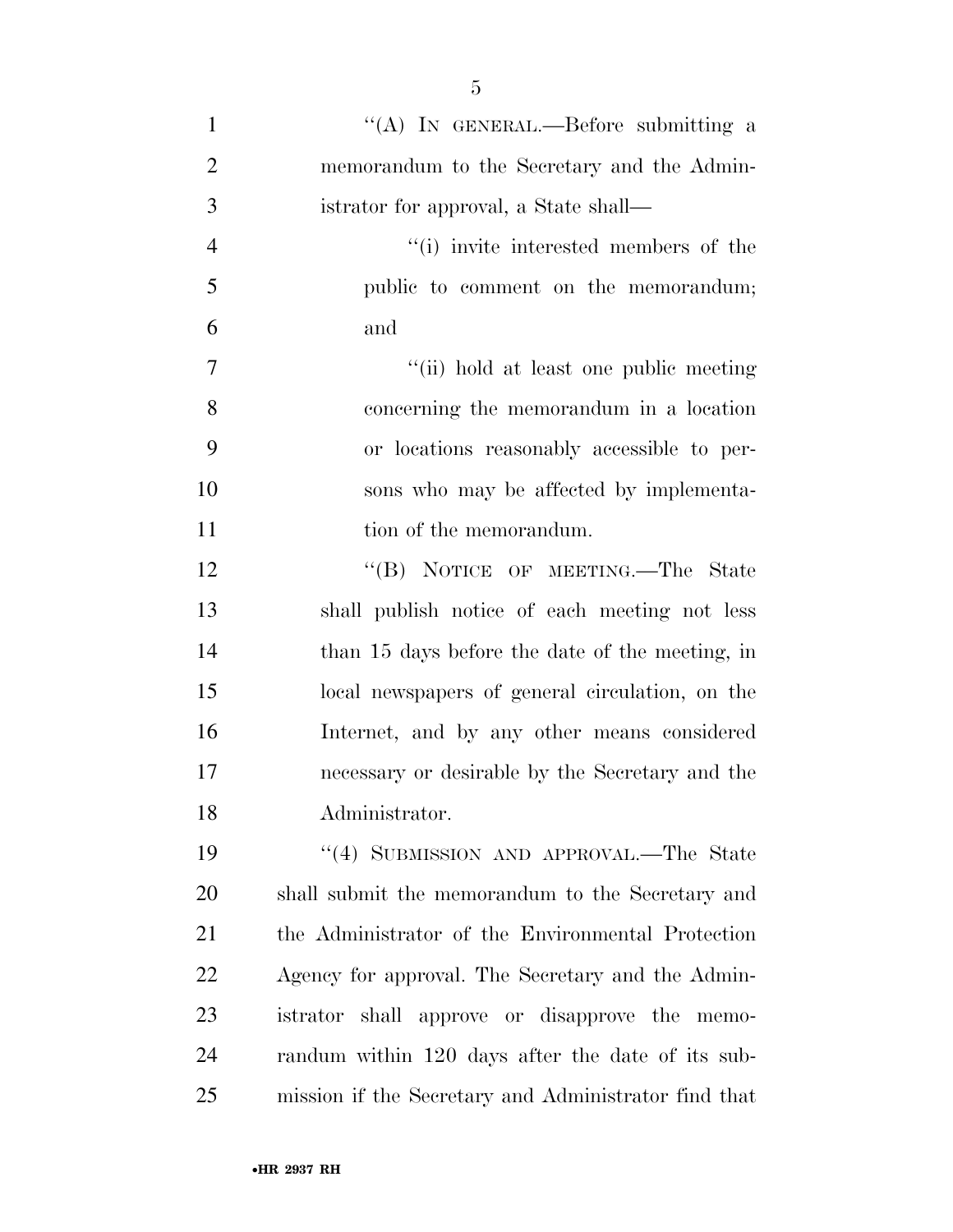''(A) IN GENERAL.—Before submitting a memorandum to the Secretary and the Administrator for approval, a State shall—

''(i) invite interested members of the public to comment on the memorandum; and

''(ii) hold at least one public meeting concerning the memorandum in a location or locations reasonably accessible to persons who may be affected by implementation of the memorandum.

''(B) NOTICE OF MEETING.—The State shall publish notice of each meeting not less than 15 days before the date of the meeting, in local newspapers of general circulation, on the Internet, and by any other means considered necessary or desirable by the Secretary and the Administrator.

''(4) SUBMISSION AND APPROVAL.—The State shall submit the memorandum to the Secretary and the Administrator of the Environmental Protection Agency for approval. The Secretary and the Administrator shall approve or disapprove the memorandum within 120 days after the date of its submission if the Secretary and Administrator find that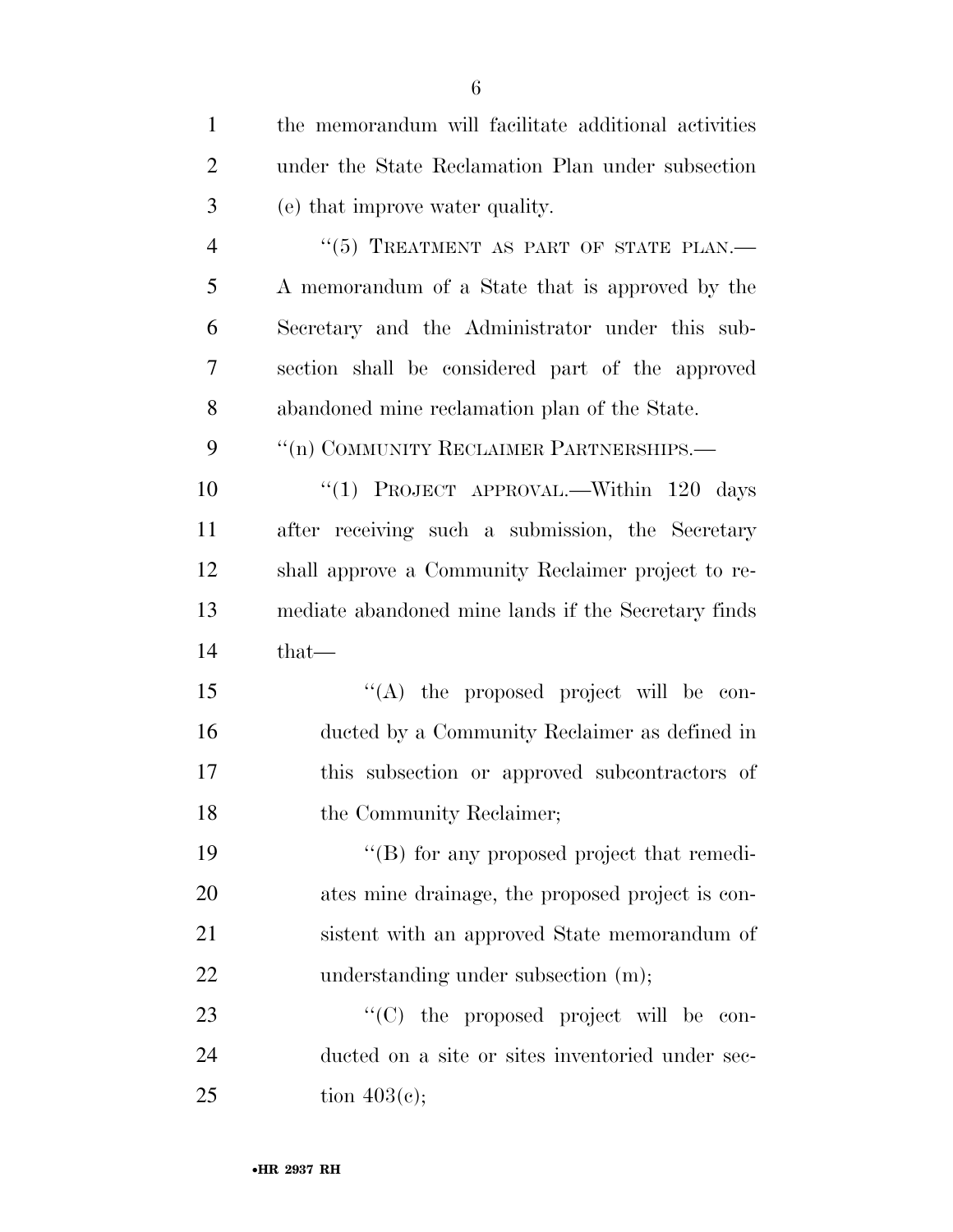the memorandum will facilitate additional activities under the State Reclamation Plan under subsection (e) that improve water quality.

"(5) TREATMENT AS PART OF STATE PLAN.—A memorandum of a State that is approved by the Secretary and the Administrator under this subsection shall be considered part of the approved abandoned mine reclamation plan of the State.

"(n) COMMUNITY RECLAIMER PARTNERSHIPS.—

"(1) PROJECT APPROVAL.—Within 120 days after receiving such a submission, the Secretary shall approve a Community Reclaimer project to remediate abandoned mine lands if the Secretary finds that—

"(A) the proposed project will be conducted by a Community Reclaimer as defined in this subsection or approved subcontractors of the Community Reclaimer;

"(B) for any proposed project that remediates mine drainage, the proposed project is consistent with an approved State memorandum of understanding under subsection (m);

"(C) the proposed project will be conducted on a site or sites inventoried under section 403(c);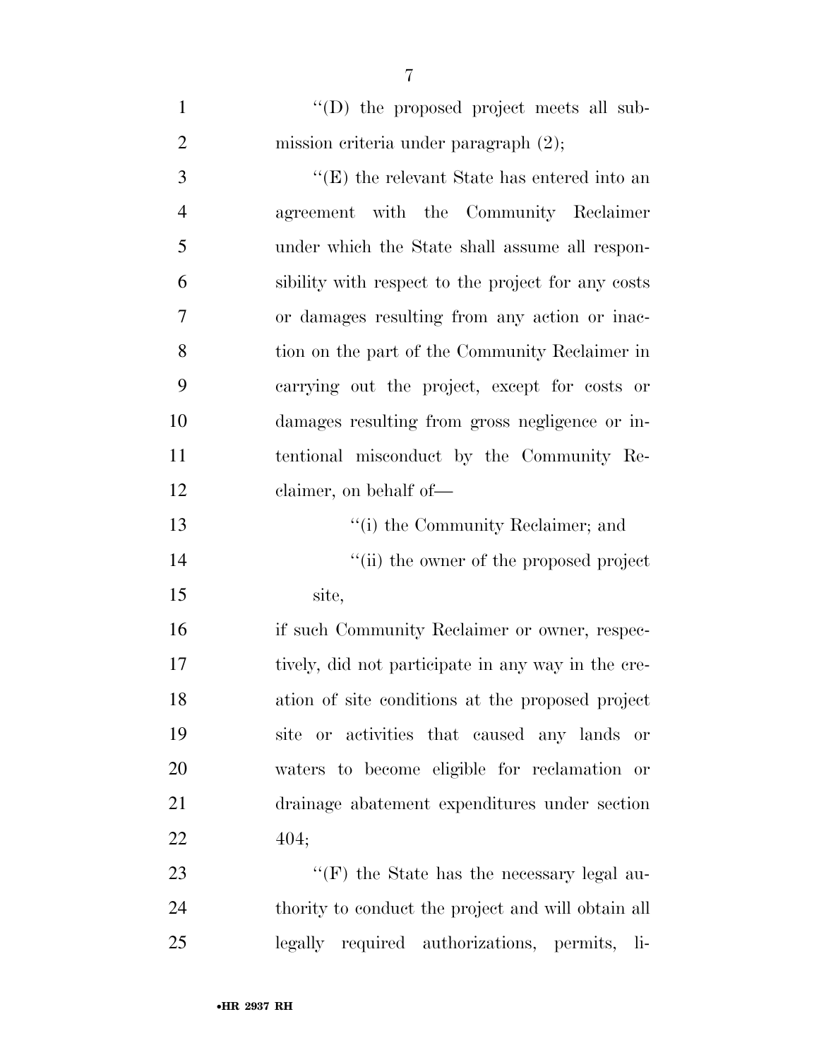"(D) the proposed project meets all submission criteria under paragraph (2);

"(E) the relevant State has entered into an agreement with the Community Reclaimer under which the State shall assume all responsibility with respect to the project for any costs or damages resulting from any action or inaction on the part of the Community Reclaimer in carrying out the project, except for costs or damages resulting from gross negligence or intentional misconduct by the Community Reclaimer, on behalf of—

"(i) the Community Reclaimer; and

"(ii) the owner of the proposed project site,

if such Community Reclaimer or owner, respectively, did not participate in any way in the creation of site conditions at the proposed project site or activities that caused any lands or waters to become eligible for reclamation or drainage abatement expenditures under section 404;

"(F) the State has the necessary legal authority to conduct the project and will obtain all legally required authorizations, permits, li-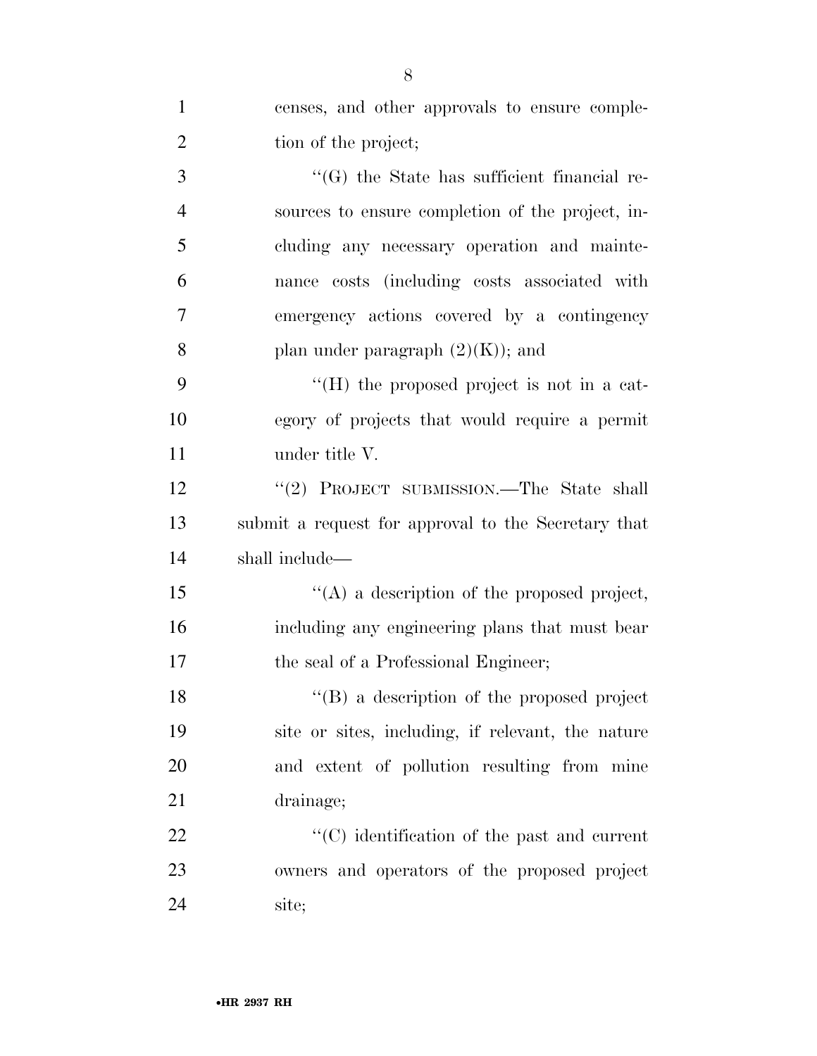censes, and other approvals to ensure completion of the project;

''(G) the State has sufficient financial resources to ensure completion of the project, including any necessary operation and maintenance costs (including costs associated with emergency actions covered by a contingency plan under paragraph (2)(K)); and

''(H) the proposed project is not in a category of projects that would require a permit under title V.

''(2) PROJECT SUBMISSION.—The State shall submit a request for approval to the Secretary that shall include—

''(A) a description of the proposed project, including any engineering plans that must bear the seal of a Professional Engineer;

''(B) a description of the proposed project site or sites, including, if relevant, the nature and extent of pollution resulting from mine drainage;

''(C) identification of the past and current owners and operators of the proposed project site;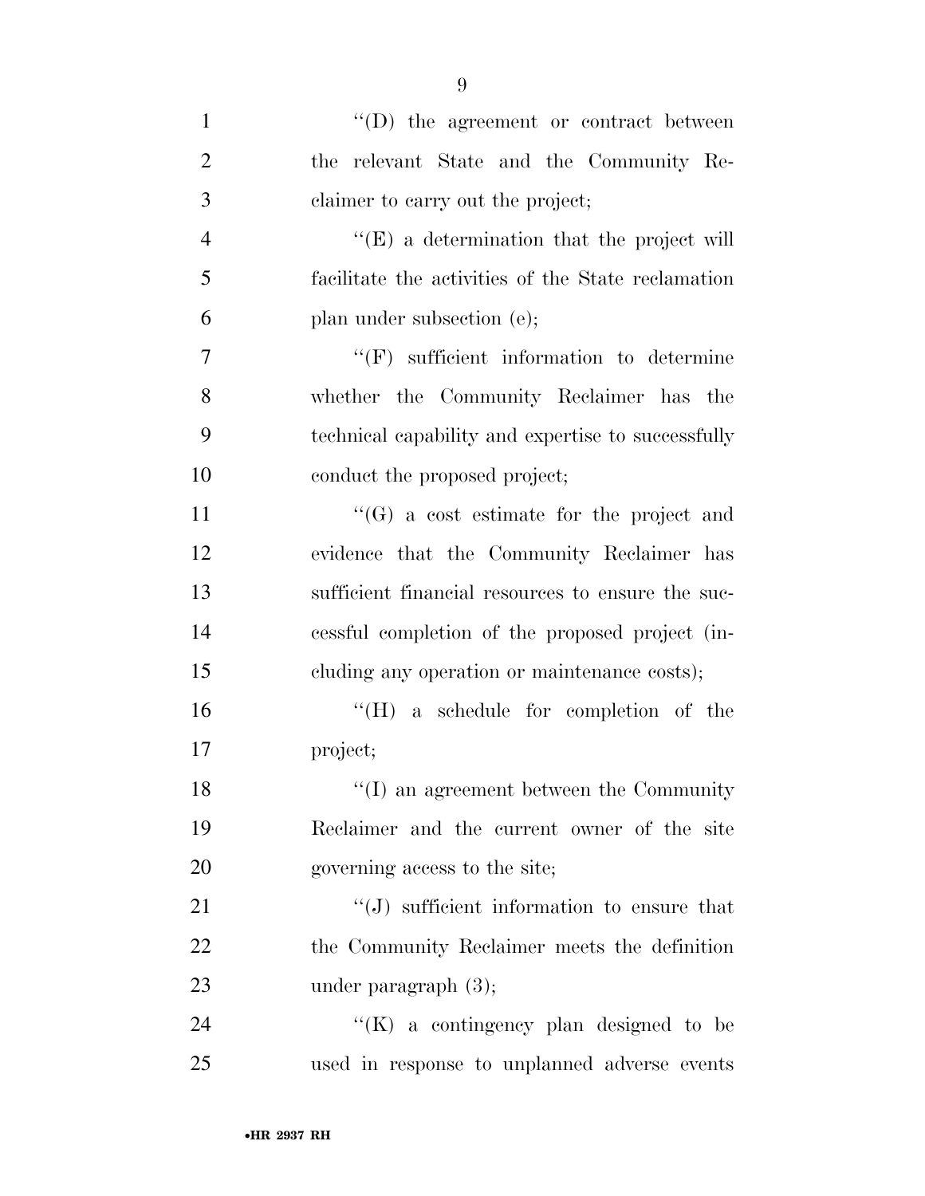''(D) the agreement or contract between the relevant State and the Community Reclaimer to carry out the project;

''(E) a determination that the project will facilitate the activities of the State reclamation plan under subsection (e);

''(F) sufficient information to determine whether the Community Reclaimer has the technical capability and expertise to successfully conduct the proposed project;

''(G) a cost estimate for the project and evidence that the Community Reclaimer has sufficient financial resources to ensure the successful completion of the proposed project (including any operation or maintenance costs);

''(H) a schedule for completion of the project;

''(I) an agreement between the Community Reclaimer and the current owner of the site governing access to the site;

''(J) sufficient information to ensure that the Community Reclaimer meets the definition under paragraph (3);

''(K) a contingency plan designed to be used in response to unplanned adverse events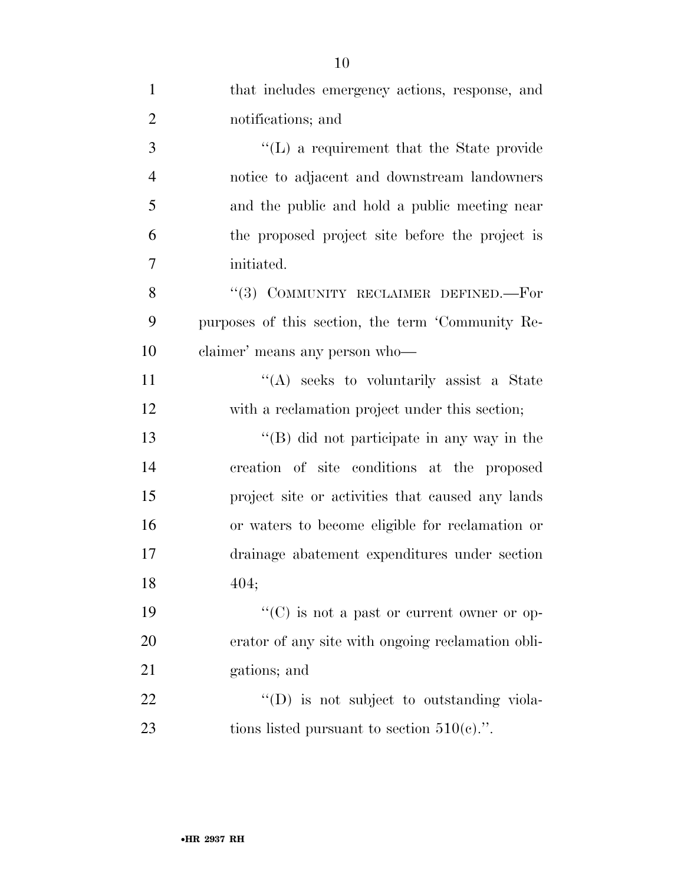that includes emergency actions, response, and notifications; and

''(L) a requirement that the State provide notice to adjacent and downstream landowners and the public and hold a public meeting near the proposed project site before the project is initiated.

''(3) COMMUNITY RECLAIMER DEFINED.—For purposes of this section, the term 'Community Reclaimer' means any person who—

''(A) seeks to voluntarily assist a State with a reclamation project under this section;

''(B) did not participate in any way in the creation of site conditions at the proposed project site or activities that caused any lands or waters to become eligible for reclamation or drainage abatement expenditures under section 404;

''(C) is not a past or current owner or operator of any site with ongoing reclamation obligations; and

''(D) is not subject to outstanding violations listed pursuant to section 510(c).''.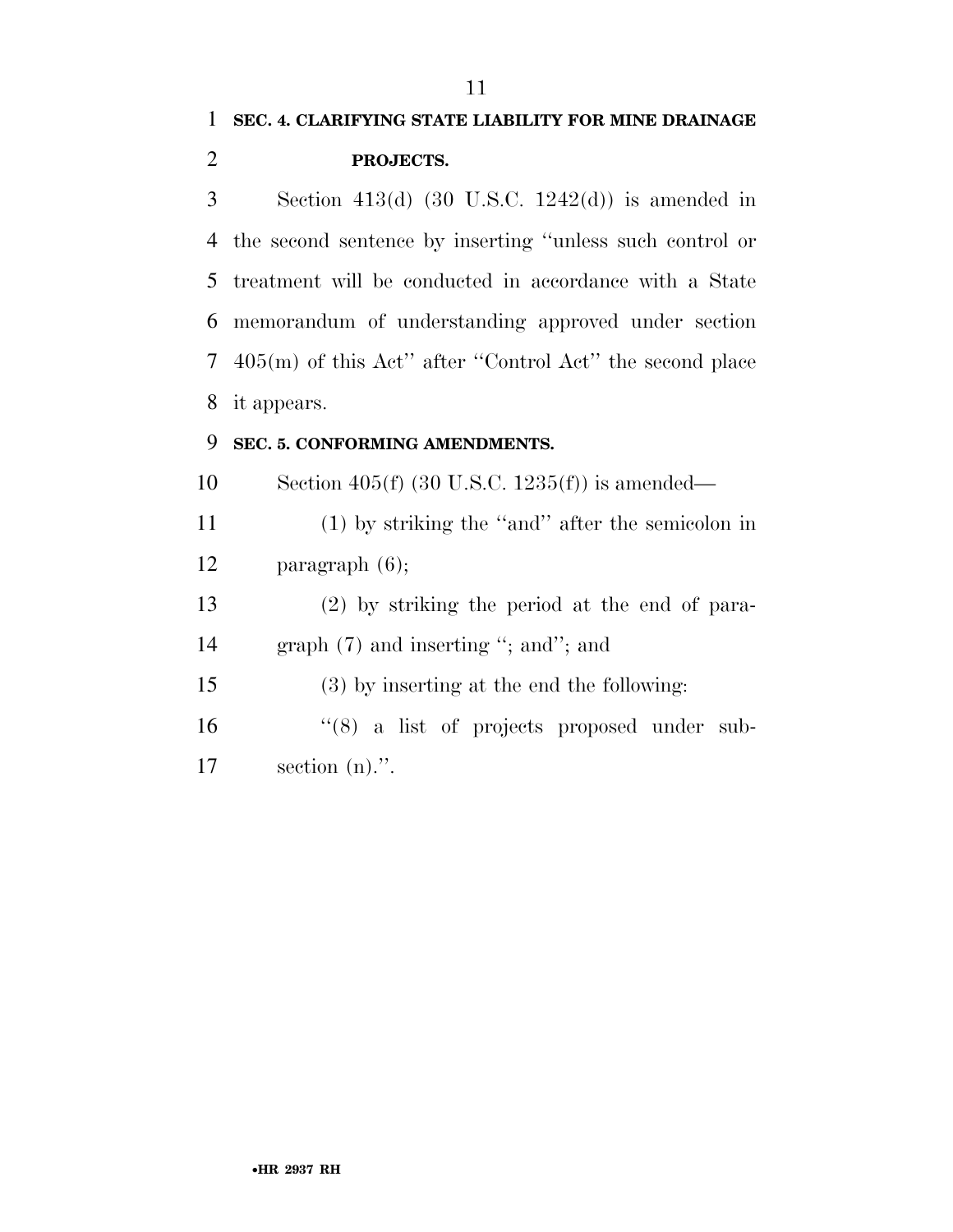**SEC. 4. CLARIFYING STATE LIABILITY FOR MINE DRAINAGE PROJECTS.**

Section 413(d) (30 U.S.C. 1242(d)) is amended in the second sentence by inserting ''unless such control or treatment will be conducted in accordance with a State memorandum of understanding approved under section 405(m) of this Act'' after ''Control Act'' the second place it appears.

**SEC. 5. CONFORMING AMENDMENTS.**

Section 405(f) (30 U.S.C. 1235(f)) is amended—

(1) by striking the ''and'' after the semicolon in paragraph (6);

(2) by striking the period at the end of paragraph (7) and inserting ''; and''; and

(3) by inserting at the end the following:

''(8) a list of projects proposed under subsection (n).''.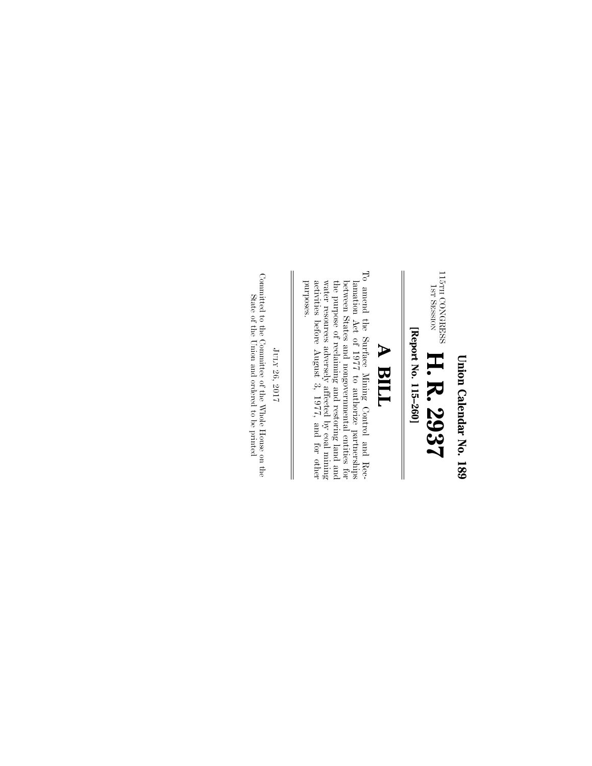# Union Calendar No. 189

115TH CONGRESS
1ST SESSION

# H. R. 2937

**[Report No. 115–260]**

# A BILL

To amend the Surface Mining Control and Reclamation Act of 1977 to authorize partnerships between States and nongovernmental entities for the purpose of reclaiming and restoring land and water resources adversely affected by coal mining activities before August 3, 1977, and for other purposes.

---

JULY 26, 2017

Committed to the Committee of the Whole House on the State of the Union and ordered to be printed